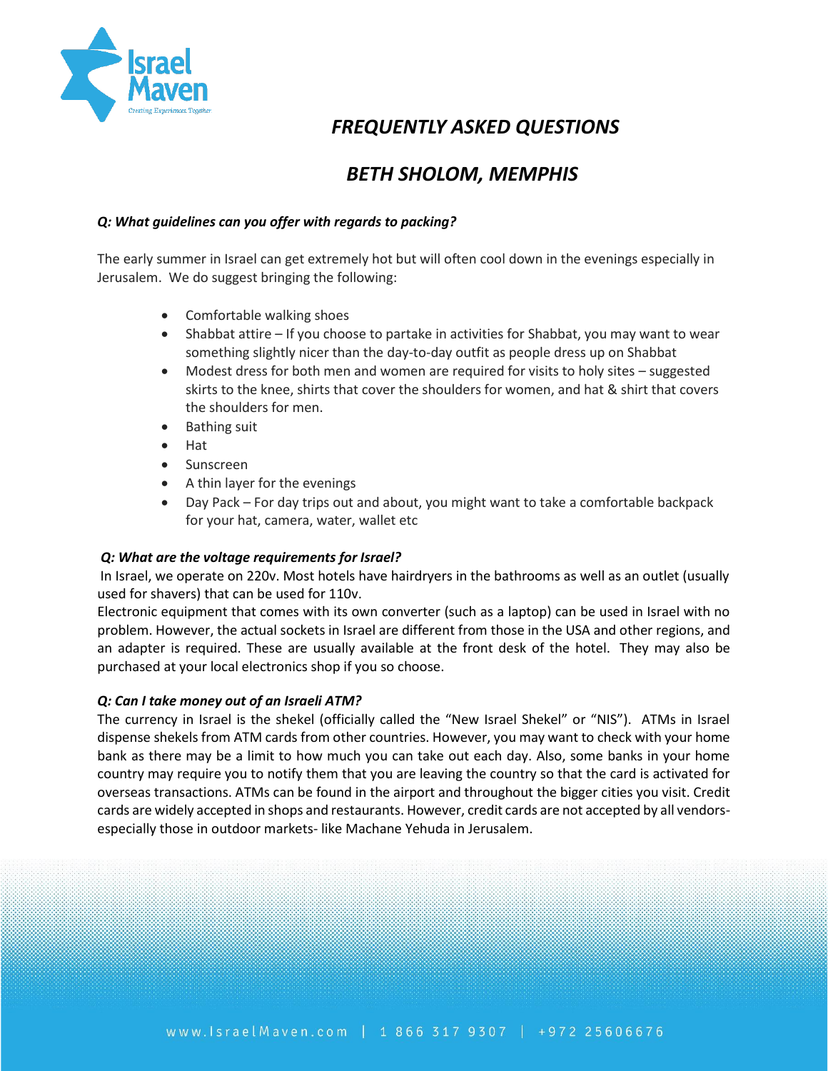# *FREQUENTLY ASKED QUESTIONS*

## *BETH SHOLOM, MEMPHIS*

***Q: What guidelines can you offer with regards to packing?***

The early summer in Israel can get extremely hot but will often cool down in the evenings especially in Jerusalem. We do suggest bringing the following:

- Comfortable walking shoes
- Shabbat attire – If you choose to partake in activities for Shabbat, you may want to wear something slightly nicer than the day-to-day outfit as people dress up on Shabbat
- Modest dress for both men and women are required for visits to holy sites – suggested skirts to the knee, shirts that cover the shoulders for women, and hat & shirt that covers the shoulders for men.
- Bathing suit
- Hat
- Sunscreen
- A thin layer for the evenings
- Day Pack – For day trips out and about, you might want to take a comfortable backpack for your hat, camera, water, wallet etc

***Q: What are the voltage requirements for Israel?***

In Israel, we operate on 220v. Most hotels have hairdryers in the bathrooms as well as an outlet (usually used for shavers) that can be used for 110v.

Electronic equipment that comes with its own converter (such as a laptop) can be used in Israel with no problem. However, the actual sockets in Israel are different from those in the USA and other regions, and an adapter is required. These are usually available at the front desk of the hotel. They may also be purchased at your local electronics shop if you so choose.

***Q: Can I take money out of an Israeli ATM?***

The currency in Israel is the shekel (officially called the "New Israel Shekel" or "NIS"). ATMs in Israel dispense shekels from ATM cards from other countries. However, you may want to check with your home bank as there may be a limit to how much you can take out each day. Also, some banks in your home country may require you to notify them that you are leaving the country so that the card is activated for overseas transactions. ATMs can be found in the airport and throughout the bigger cities you visit. Credit cards are widely accepted in shops and restaurants. However, credit cards are not accepted by all vendors- especially those in outdoor markets- like Machane Yehuda in Jerusalem.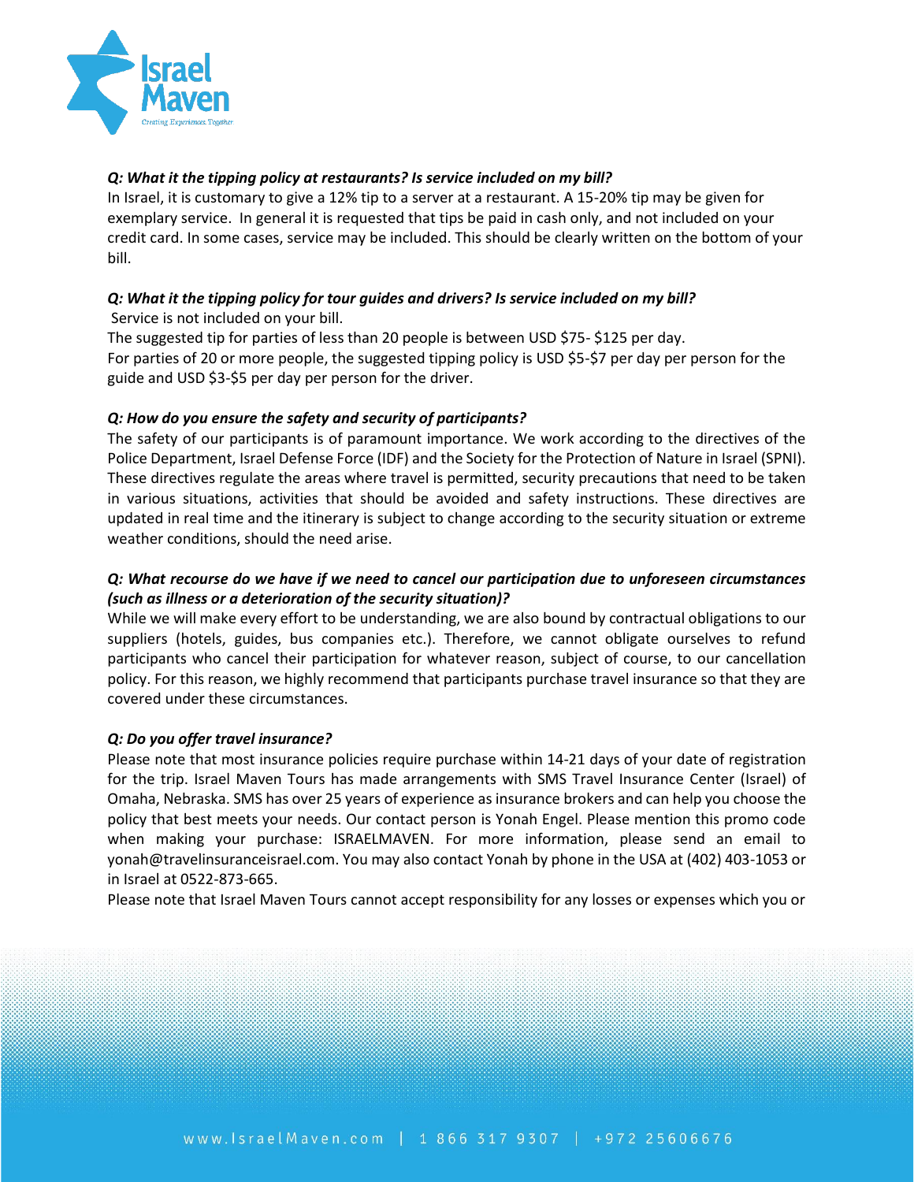***Q: What it the tipping policy at restaurants? Is service included on my bill?***

In Israel, it is customary to give a 12% tip to a server at a restaurant. A 15-20% tip may be given for exemplary service. In general it is requested that tips be paid in cash only, and not included on your credit card. In some cases, service may be included. This should be clearly written on the bottom of your bill.

***Q: What it the tipping policy for tour guides and drivers? Is service included on my bill?***

Service is not included on your bill.

The suggested tip for parties of less than 20 people is between USD $75- $125 per day.

For parties of 20 or more people, the suggested tipping policy is USD $5-$7 per day per person for the guide and USD $3-$5 per day per person for the driver.

***Q: How do you ensure the safety and security of participants?***

The safety of our participants is of paramount importance. We work according to the directives of the Police Department, Israel Defense Force (IDF) and the Society for the Protection of Nature in Israel (SPNI). These directives regulate the areas where travel is permitted, security precautions that need to be taken in various situations, activities that should be avoided and safety instructions. These directives are updated in real time and the itinerary is subject to change according to the security situation or extreme weather conditions, should the need arise.

***Q: What recourse do we have if we need to cancel our participation due to unforeseen circumstances (such as illness or a deterioration of the security situation)?***

While we will make every effort to be understanding, we are also bound by contractual obligations to our suppliers (hotels, guides, bus companies etc.). Therefore, we cannot obligate ourselves to refund participants who cancel their participation for whatever reason, subject of course, to our cancellation policy. For this reason, we highly recommend that participants purchase travel insurance so that they are covered under these circumstances.

***Q: Do you offer travel insurance?***

Please note that most insurance policies require purchase within 14-21 days of your date of registration for the trip. Israel Maven Tours has made arrangements with SMS Travel Insurance Center (Israel) of Omaha, Nebraska. SMS has over 25 years of experience as insurance brokers and can help you choose the policy that best meets your needs. Our contact person is Yonah Engel. Please mention this promo code when making your purchase: ISRAELMAVEN. For more information, please send an email to yonah@travelinsuranceisrael.com. You may also contact Yonah by phone in the USA at (402) 403-1053 or in Israel at 0522-873-665.

Please note that Israel Maven Tours cannot accept responsibility for any losses or expenses which you or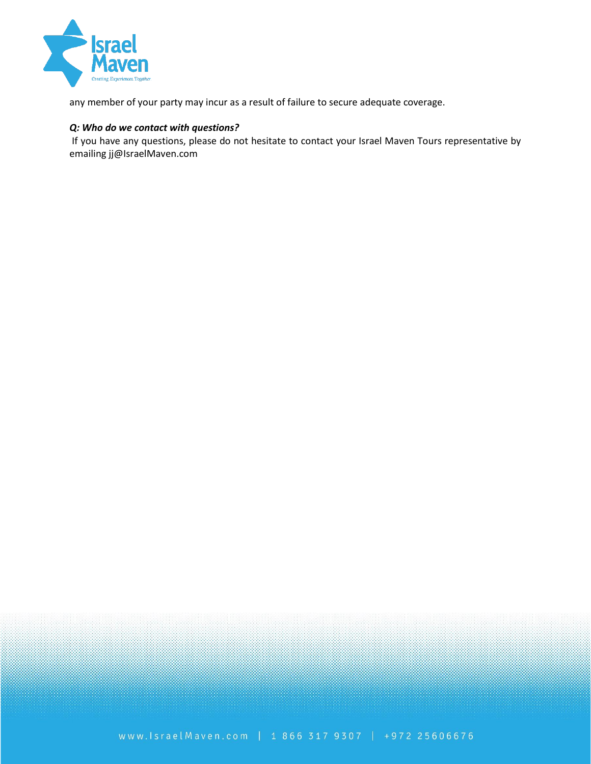any member of your party may incur as a result of failure to secure adequate coverage.

***Q: Who do we contact with questions?***

If you have any questions, please do not hesitate to contact your Israel Maven Tours representative by emailing jj@IsraelMaven.com